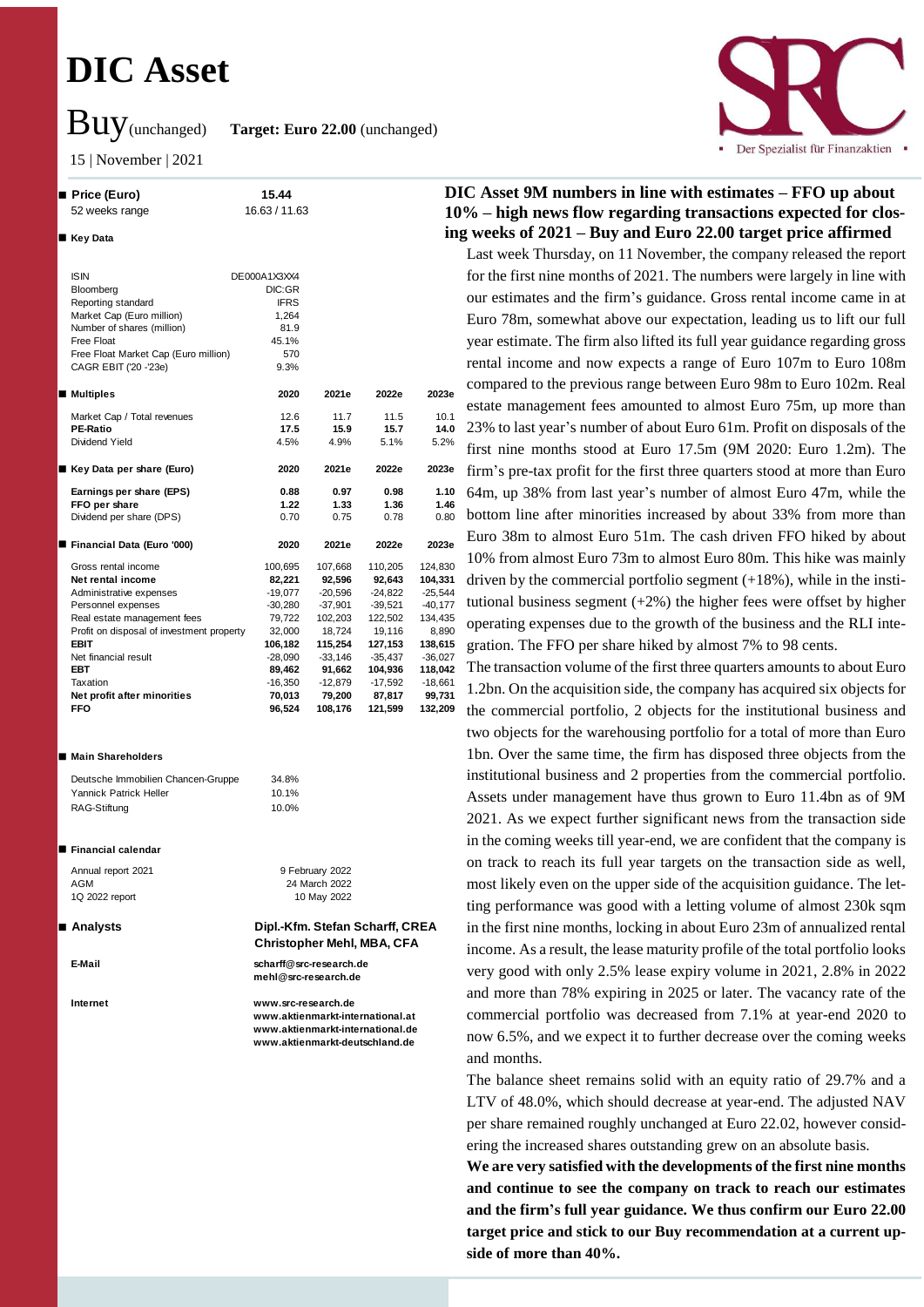# DIC Asset

**Buy** (unchanged) **Target: Euro 22.00** (unchanged)

15 | November | 2021

**■ Price (Euro)** 15.44
52 weeks range 16.63 / 11.63

**■ Key Data**

| | |
|---|---|
| ISIN | DE000A1X3XX4 |
| Bloomberg | DIC:GR |
| Reporting standard | IFRS |
| Market Cap (Euro million) | 1,264 |
| Number of shares (million) | 81.9 |
| Free Float | 45.1% |
| Free Float Market Cap (Euro million) | 570 |
| CAGR EBIT ('20 -'23e) | 9.3% |

| ■ Multiples | 2020 | 2021e | 2022e | 2023e |
|---|---|---|---|---|
| Market Cap / Total revenues | 12.6 | 11.7 | 11.5 | 10.1 |
| **PE-Ratio** | **17.5** | **15.9** | **15.7** | **14.0** |
| Dividend Yield | 4.5% | 4.9% | 5.1% | 5.2% |

| ■ Key Data per share (Euro) | 2020 | 2021e | 2022e | 2023e |
|---|---|---|---|---|
| **Earnings per share (EPS)** | **0.88** | **0.97** | **0.98** | **1.10** |
| **FFO per share** | **1.22** | **1.33** | **1.36** | **1.46** |
| Dividend per share (DPS) | 0.70 | 0.75 | 0.78 | 0.80 |

| ■ Financial Data (Euro '000) | 2020 | 2021e | 2022e | 2023e |
|---|---|---|---|---|
| Gross rental income | 100,695 | 107,668 | 110,205 | 124,830 |
| **Net rental income** | **82,221** | **92,596** | **92,643** | **104,331** |
| Administrative expenses | -19,077 | -20,596 | -24,822 | -25,544 |
| Personnel expenses | -30,280 | -37,901 | -39,521 | -40,177 |
| Real estate management fees | 79,722 | 102,203 | 122,502 | 134,435 |
| Profit on disposal of investment property | 32,000 | 18,724 | 19,116 | 8,890 |
| **EBIT** | **106,182** | **115,254** | **127,153** | **138,615** |
| Net financial result | -28,090 | -33,146 | -35,437 | -36,027 |
| **EBT** | **89,462** | **91,662** | **104,936** | **118,042** |
| Taxation | -16,350 | -12,879 | -17,592 | -18,661 |
| **Net profit after minorities** | **70,013** | **79,200** | **87,817** | **99,731** |
| **FFO** | **96,524** | **108,176** | **121,599** | **132,209** |

**■ Main Shareholders**

| | |
|---|---|
| Deutsche Immobilien Chancen-Gruppe | 34.8% |
| Yannick Patrick Heller | 10.1% |
| RAG-Stiftung | 10.0% |

**■ Financial calendar**

| | |
|---|---|
| Annual report 2021 | 9 February 2022 |
| AGM | 24 March 2022 |
| 1Q 2022 report | 10 May 2022 |

**■ Analysts** **Dipl.-Kfm. Stefan Scharff, CREA**
**Christopher Mehl, MBA, CFA**

**E-Mail** scharff@src-research.de
mehl@src-research.de

**Internet** www.src-research.de
www.aktienmarkt-international.at
www.aktienmarkt-international.de
www.aktienmarkt-deutschland.de

## DIC Asset 9M numbers in line with estimates – FFO up about 10% – high news flow regarding transactions expected for closing weeks of 2021 – Buy and Euro 22.00 target price affirmed

Last week Thursday, on 11 November, the company released the report for the first nine months of 2021. The numbers were largely in line with our estimates and the firm's guidance. Gross rental income came in at Euro 78m, somewhat above our expectation, leading us to lift our full year estimate. The firm also lifted its full year guidance regarding gross rental income and now expects a range of Euro 107m to Euro 108m compared to the previous range between Euro 98m to Euro 102m. Real estate management fees amounted to almost Euro 75m, up more than 23% to last year's number of about Euro 61m. Profit on disposals of the first nine months stood at Euro 17.5m (9M 2020: Euro 1.2m). The firm's pre-tax profit for the first three quarters stood at more than Euro 64m, up 38% from last year's number of almost Euro 47m, while the bottom line after minorities increased by about 33% from more than Euro 38m to almost Euro 51m. The cash driven FFO hiked by about 10% from almost Euro 73m to almost Euro 80m. This hike was mainly driven by the commercial portfolio segment (+18%), while in the institutional business segment (+2%) the higher fees were offset by higher operating expenses due to the growth of the business and the RLI integration. The FFO per share hiked by almost 7% to 98 cents.

The transaction volume of the first three quarters amounts to about Euro 1.2bn. On the acquisition side, the company has acquired six objects for the commercial portfolio, 2 objects for the institutional business and two objects for the warehousing portfolio for a total of more than Euro 1bn. Over the same time, the firm has disposed three objects from the institutional business and 2 properties from the commercial portfolio. Assets under management have thus grown to Euro 11.4bn as of 9M 2021. As we expect further significant news from the transaction side in the coming weeks till year-end, we are confident that the company is on track to reach its full year targets on the transaction side as well, most likely even on the upper side of the acquisition guidance. The letting performance was good with a letting volume of almost 230k sqm in the first nine months, locking in about Euro 23m of annualized rental income. As a result, the lease maturity profile of the total portfolio looks very good with only 2.5% lease expiry volume in 2021, 2.8% in 2022 and more than 78% expiring in 2025 or later. The vacancy rate of the commercial portfolio was decreased from 7.1% at year-end 2020 to now 6.5%, and we expect it to further decrease over the coming weeks and months.

The balance sheet remains solid with an equity ratio of 29.7% and a LTV of 48.0%, which should decrease at year-end. The adjusted NAV per share remained roughly unchanged at Euro 22.02, however considering the increased shares outstanding grew on an absolute basis.

**We are very satisfied with the developments of the first nine months and continue to see the company on track to reach our estimates and the firm's full year guidance. We thus confirm our Euro 22.00 target price and stick to our Buy recommendation at a current upside of more than 40%.**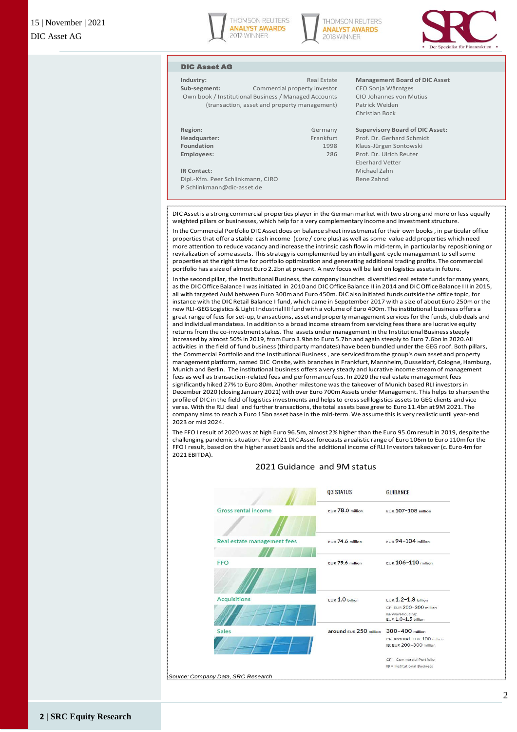## DIC Asset AG

| | |
|---|---|
| **Industry:** | Real Estate |
| **Sub-segment:** | Commercial property investor |
| | Own book / Institutional Business / Managed Accounts (transaction, asset and property management) |
| **Region:** | Germany |
| **Headquarter:** | Frankfurt |
| **Foundation** | 1998 |
| **Employees:** | 286 |

**IR Contact:**
Dipl.-Kfm. Peer Schlinkmann, CIRO
P.Schlinkmann@dic-asset.de

**Management Board of DIC Asset**
CEO Sonja Wärntges
CIO Johannes von Mutius
Patrick Weiden
Christian Bock

**Supervisory Board of DIC Asset:**
Prof. Dr. Gerhard Schmidt
Klaus-Jürgen Sontowski
Prof. Dr. Ulrich Reuter
Eberhard Vetter
Michael Zahn
Rene Zahnd

DIC Asset is a strong commercial properties player in the German market with two strong and more or less equally weighted pillars or businesses, which help for a very complementary income and investment structure.

In the Commercial Portfolio DIC Asset does on balance sheet investment for their own books , in particular office properties that offer a stable cash income (core / core plus) as well as some value add properties which need more attention to reduce vacancy and increase the intrinsic cash flow in mid-term, in particular by repositioning or revitalization of some assets. This strategy is complemented by an intelligent cycle management to sell some properties at the right time for portfolio optimization and generating additional trading profits. The commercial portfolio has a size of almost Euro 2.2bn at present. A new focus will be laid on logistics assets in future.

In the second pillar, the Institutional Business, the company launches diversified real estate funds for many years, as the DIC Office Balance I was initiated in 2010 and DIC Office Balance II in 2014 and DIC Office Balance III in 2015, all with targeted AuM between Euro 300m and Euro 450m. DIC also initiated funds outside the office topic, for instance with the DIC Retail Balance I fund, which came in Seppember 2017 with a size of about Euro 250m or the new RLI-GEG Logistics & Light Industrial III fund with a volume of Euro 400m. The institutional business offers a great range of fees for set-up, transactions, asset and property management services for the funds, club deals and and individual mandatess. In addition to a broad income stream from servicing fees there are lucrative equity returns from the co-investment stakes. The assets under management in the Institutional Business steeply increased by almost 50% in 2019, from Euro 3.9bn to Euro 5.7bn and again steeply to Euro 7.6bn in 2020.All activities in the field of fund business (third party mandates) have been bundled under the GEG roof. Both pillars, the Commercial Portfolio and the Institutional Business , are serviced from the group's own asset and property management platform, named DIC Onsite, with branches in Frankfurt, Mannheim, Dusseldorf, Cologne, Hamburg, Munich and Berlin. The institutional business offers a very steady and lucrative income stream of management fees as well as transaction-related fees and performance fees. In 2020 the real estate management fees significantly hiked 27% to Euro 80m. Another milestone was the takeover of Munich based RLI investors in December 2020 (closing January 2021) with over Euro 700m Assets under Management. This helps to sharpen the profile of DIC in the field of logistics investments and helps to cross sell logistics assets to GEG clients and vice versa. With the RLI deal and further transactions, the total assets base grew to Euro 11.4bn at 9M 2021. The company aims to reach a Euro 15bn asset base in the mid-term. We assume this is very realistic until year-end 2023 or mid 2024.

The FFO I result of 2020 was at high Euro 96.5m, almost 2% higher than the Euro 95.0m result in 2019, despite the challenging pandemic situation. For 2021 DIC Asset forecasts a realistic range of Euro 106m to Euro 110m for the FFO I result, based on the higher asset basis and the additional income of RLI Investors takeover (c. Euro 4m for 2021 EBITDA).

### 2021 Guidance and 9M status

| | Q3 STATUS | GUIDANCE |
|---|---|---|
| Gross rental income | EUR 78.0 million | EUR 107–108 million |
| Real estate management fees | EUR 74.6 million | EUR 94–104 million |
| FFO | EUR 79.6 million | EUR 106–110 million |
| Acquisitions | EUR 1.0 billion | EUR 1.2–1.8 billion<br>CP: EUR 200–300 million<br>IB/Warehousing: EUR 1.0–1.5 billion |
| Sales | around EUR 250 million | 300–400 million<br>CP: around EUR 100 million<br>IB: EUR 200–300 million |

CP = Commercial Portfolio
IB = Institutional Business

*Source: Company Data, SRC Research*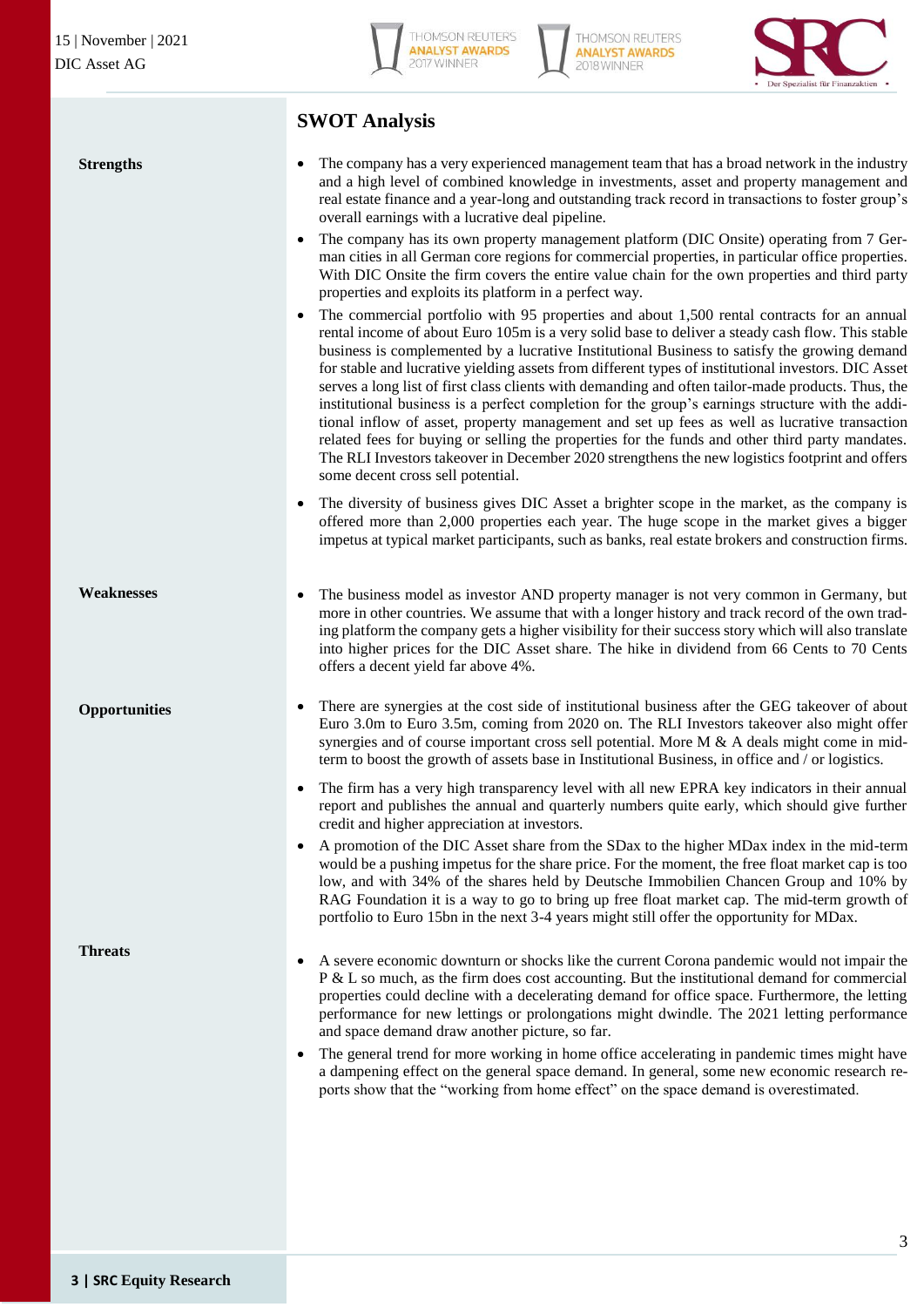## SWOT Analysis

**Strengths**

- The company has a very experienced management team that has a broad network in the industry and a high level of combined knowledge in investments, asset and property management and real estate finance and a year-long and outstanding track record in transactions to foster group's overall earnings with a lucrative deal pipeline.
- The company has its own property management platform (DIC Onsite) operating from 7 German cities in all German core regions for commercial properties, in particular office properties. With DIC Onsite the firm covers the entire value chain for the own properties and third party properties and exploits its platform in a perfect way.
- The commercial portfolio with 95 properties and about 1,500 rental contracts for an annual rental income of about Euro 105m is a very solid base to deliver a steady cash flow. This stable business is complemented by a lucrative Institutional Business to satisfy the growing demand for stable and lucrative yielding assets from different types of institutional investors. DIC Asset serves a long list of first class clients with demanding and often tailor-made products. Thus, the institutional business is a perfect completion for the group's earnings structure with the additional inflow of asset, property management and set up fees as well as lucrative transaction related fees for buying or selling the properties for the funds and other third party mandates. The RLI Investors takeover in December 2020 strengthens the new logistics footprint and offers some decent cross sell potential.
- The diversity of business gives DIC Asset a brighter scope in the market, as the company is offered more than 2,000 properties each year. The huge scope in the market gives a bigger impetus at typical market participants, such as banks, real estate brokers and construction firms.

**Weaknesses**

- The business model as investor AND property manager is not very common in Germany, but more in other countries. We assume that with a longer history and track record of the own trading platform the company gets a higher visibility for their success story which will also translate into higher prices for the DIC Asset share. The hike in dividend from 66 Cents to 70 Cents offers a decent yield far above 4%.

**Opportunities**

- There are synergies at the cost side of institutional business after the GEG takeover of about Euro 3.0m to Euro 3.5m, coming from 2020 on. The RLI Investors takeover also might offer synergies and of course important cross sell potential. More M & A deals might come in mid-term to boost the growth of assets base in Institutional Business, in office and / or logistics.
- The firm has a very high transparency level with all new EPRA key indicators in their annual report and publishes the annual and quarterly numbers quite early, which should give further credit and higher appreciation at investors.
- A promotion of the DIC Asset share from the SDax to the higher MDax index in the mid-term would be a pushing impetus for the share price. For the moment, the free float market cap is too low, and with 34% of the shares held by Deutsche Immobilien Chancen Group and 10% by RAG Foundation it is a way to go to bring up free float market cap. The mid-term growth of portfolio to Euro 15bn in the next 3-4 years might still offer the opportunity for MDax.

**Threats**

- A severe economic downturn or shocks like the current Corona pandemic would not impair the P & L so much, as the firm does cost accounting. But the institutional demand for commercial properties could decline with a decelerating demand for office space. Furthermore, the letting performance for new lettings or prolongations might dwindle. The 2021 letting performance and space demand draw another picture, so far.
- The general trend for more working in home office accelerating in pandemic times might have a dampening effect on the general space demand. In general, some new economic research reports show that the "working from home effect" on the space demand is overestimated.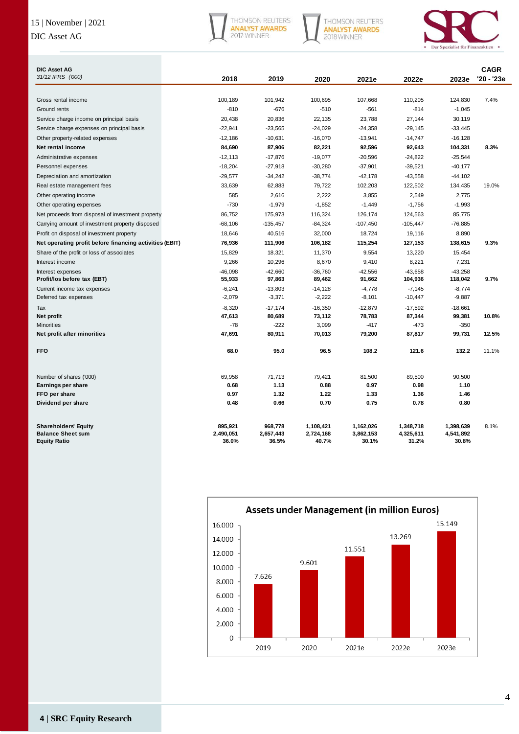| DIC Asset AG<br>*31/12 IFRS ('000)* | 2018 | 2019 | 2020 | 2021e | 2022e | 2023e | CAGR<br>'20 - '23e |
|---|---|---|---|---|---|---|---|
| Gross rental income | 100,189 | 101,942 | 100,695 | 107,668 | 110,205 | 124,830 | 7.4% |
| Ground rents | -810 | -676 | -510 | -561 | -814 | -1,045 | |
| Service charge income on principal basis | 20,438 | 20,836 | 22,135 | 23,788 | 27,144 | 30,119 | |
| Service charge expenses on principal basis | -22,941 | -23,565 | -24,029 | -24,358 | -29,145 | -33,445 | |
| Other property-related expenses | -12,186 | -10,631 | -16,070 | -13,941 | -14,747 | -16,128 | |
| **Net rental income** | **84,690** | **87,906** | **82,221** | **92,596** | **92,643** | **104,331** | **8.3%** |
| Administrative expenses | -12,113 | -17,876 | -19,077 | -20,596 | -24,822 | -25,544 | |
| Personnel expenses | -18,204 | -27,918 | -30,280 | -37,901 | -39,521 | -40,177 | |
| Depreciation and amortization | -29,577 | -34,242 | -38,774 | -42,178 | -43,558 | -44,102 | |
| Real estate management fees | 33,639 | 62,883 | 79,722 | 102,203 | 122,502 | 134,435 | 19.0% |
| Other operating income | 585 | 2,616 | 2,222 | 3,855 | 2,549 | 2,775 | |
| Other operating expenses | -730 | -1,979 | -1,852 | -1,449 | -1,756 | -1,993 | |
| Net proceeds from disposal of investment property | 86,752 | 175,973 | 116,324 | 126,174 | 124,563 | 85,775 | |
| Carrying amount of investment property disposed | -68,106 | -135,457 | -84,324 | -107,450 | -105,447 | -76,885 | |
| Profit on disposal of investment property | 18,646 | 40,516 | 32,000 | 18,724 | 19,116 | 8,890 | |
| **Net operating profit before financing activities (EBIT)** | **76,936** | **111,906** | **106,182** | **115,254** | **127,153** | **138,615** | **9.3%** |
| Share of the profit or loss of associates | 15,829 | 18,321 | 11,370 | 9,554 | 13,220 | 15,454 | |
| Interest income | 9,266 | 10,296 | 8,670 | 9,410 | 8,221 | 7,231 | |
| Interest expenses | -46,098 | -42,660 | -36,760 | -42,556 | -43,658 | -43,258 | |
| **Profit/los before tax (EBT)** | **55,933** | **97,863** | **89,462** | **91,662** | **104,936** | **118,042** | **9.7%** |
| Current income tax expenses | -6,241 | -13,803 | -14,128 | -4,778 | -7,145 | -8,774 | |
| Deferred tax expenses | -2,079 | -3,371 | -2,222 | -8,101 | -10,447 | -9,887 | |
| Tax | -8,320 | -17,174 | -16,350 | -12,879 | -17,592 | -18,661 | |
| **Net profit** | **47,613** | **80,689** | **73,112** | **78,783** | **87,344** | **99,381** | **10.8%** |
| Minorities | -78 | -222 | 3,099 | -417 | -473 | -350 | |
| **Net profit after minorities** | **47,691** | **80,911** | **70,013** | **79,200** | **87,817** | **99,731** | **12.5%** |
| **FFO** | **68.0** | **95.0** | **96.5** | **108.2** | **121.6** | **132.2** | 11.1% |
| Number of shares ('000) | 69,958 | 71,713 | 79,421 | 81,500 | 89,500 | 90,500 | |
| **Earnings per share** | **0.68** | **1.13** | **0.88** | **0.97** | **0.98** | **1.10** | |
| **FFO per share** | **0.97** | **1.32** | **1.22** | **1.33** | **1.36** | **1.46** | |
| **Dividend per share** | **0.48** | **0.66** | **0.70** | **0.75** | **0.78** | **0.80** | |
| **Shareholders' Equity** | **895,921** | **968,778** | **1,108,421** | **1,162,026** | **1,348,718** | **1,398,639** | 8.1% |
| **Balance Sheet sum** | **2,490,051** | **2,657,443** | **2,724,168** | **3,862,153** | **4,325,611** | **4,541,892** | |
| **Equity Ratio** | **36.0%** | **36.5%** | **40.7%** | **30.1%** | **31.2%** | **30.8%** | |

**Assets under Management (in million Euros)**

| | 2019 | 2020 | 2021e | 2022e | 2023e |
|---|---|---|---|---|---|
| AuM | 7.626 | 9.601 | 11.551 | 13.269 | 15.149 |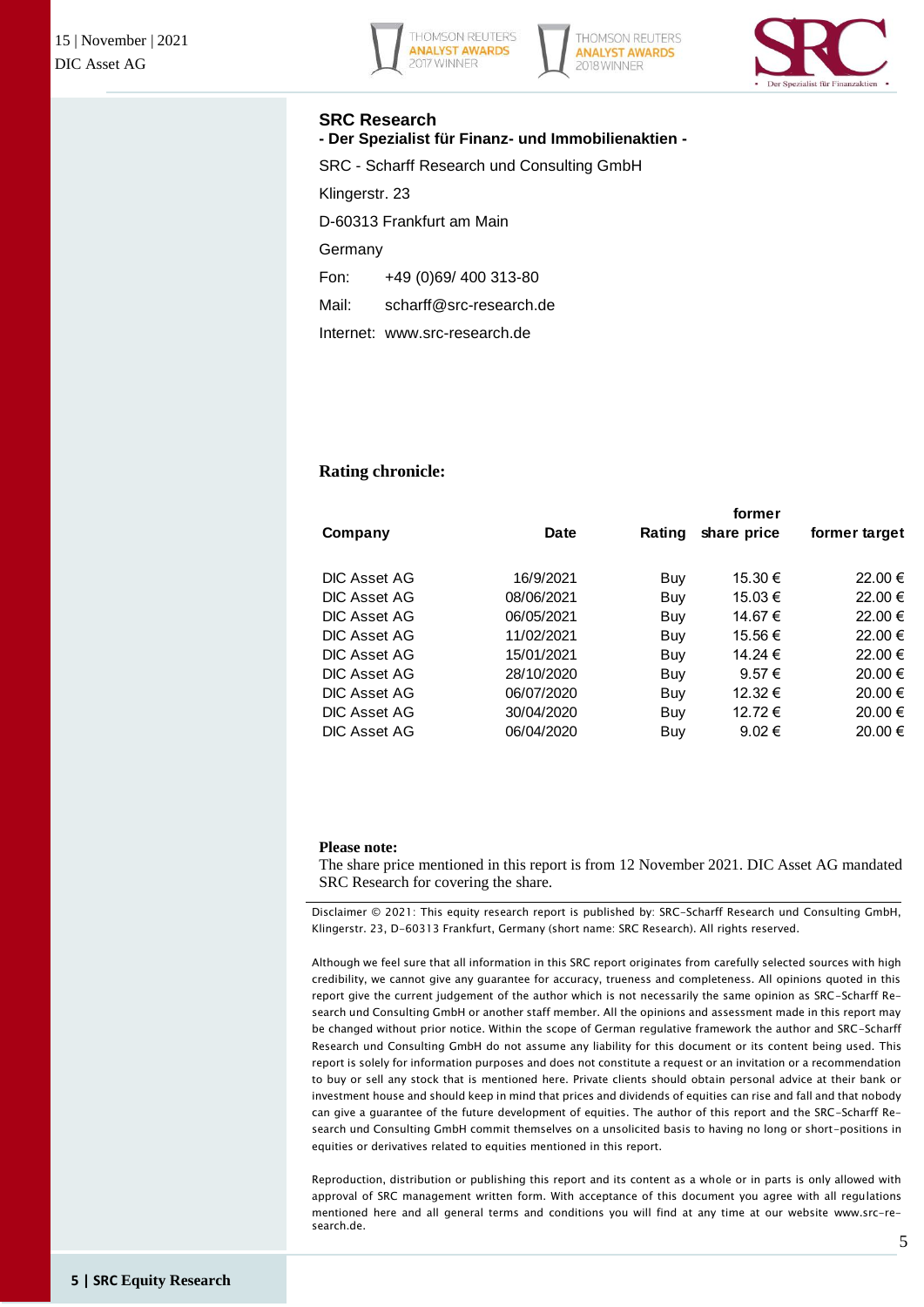## SRC Research

**- Der Spezialist für Finanz- und Immobilienaktien -**

SRC - Scharff Research und Consulting GmbH

Klingerstr. 23

D-60313 Frankfurt am Main

Germany

Fon: +49 (0)69/ 400 313-80

Mail: scharff@src-research.de

Internet: www.src-research.de

**Rating chronicle:**

| Company | Date | Rating | former share price | former target |
|---|---|---|---|---|
| DIC Asset AG | 16/9/2021 | Buy | 15.30 € | 22.00 € |
| DIC Asset AG | 08/06/2021 | Buy | 15.03 € | 22.00 € |
| DIC Asset AG | 06/05/2021 | Buy | 14.67 € | 22.00 € |
| DIC Asset AG | 11/02/2021 | Buy | 15.56 € | 22.00 € |
| DIC Asset AG | 15/01/2021 | Buy | 14.24 € | 22.00 € |
| DIC Asset AG | 28/10/2020 | Buy | 9.57 € | 20.00 € |
| DIC Asset AG | 06/07/2020 | Buy | 12.32 € | 20.00 € |
| DIC Asset AG | 30/04/2020 | Buy | 12.72 € | 20.00 € |
| DIC Asset AG | 06/04/2020 | Buy | 9.02 € | 20.00 € |

**Please note:**
The share price mentioned in this report is from 12 November 2021. DIC Asset AG mandated SRC Research for covering the share.

Disclaimer © 2021: This equity research report is published by: SRC-Scharff Research und Consulting GmbH, Klingerstr. 23, D-60313 Frankfurt, Germany (short name: SRC Research). All rights reserved.

Although we feel sure that all information in this SRC report originates from carefully selected sources with high credibility, we cannot give any guarantee for accuracy, trueness and completeness. All opinions quoted in this report give the current judgement of the author which is not necessarily the same opinion as SRC-Scharff Research und Consulting GmbH or another staff member. All the opinions and assessment made in this report may be changed without prior notice. Within the scope of German regulative framework the author and SRC-Scharff Research und Consulting GmbH do not assume any liability for this document or its content being used. This report is solely for information purposes and does not constitute a request or an invitation or a recommendation to buy or sell any stock that is mentioned here. Private clients should obtain personal advice at their bank or investment house and should keep in mind that prices and dividends of equities can rise and fall and that nobody can give a guarantee of the future development of equities. The author of this report and the SRC-Scharff Research und Consulting GmbH commit themselves on a unsolicited basis to having no long or short-positions in equities or derivatives related to equities mentioned in this report.

Reproduction, distribution or publishing this report and its content as a whole or in parts is only allowed with approval of SRC management written form. With acceptance of this document you agree with all regulations mentioned here and all general terms and conditions you will find at any time at our website www.src-research.de.